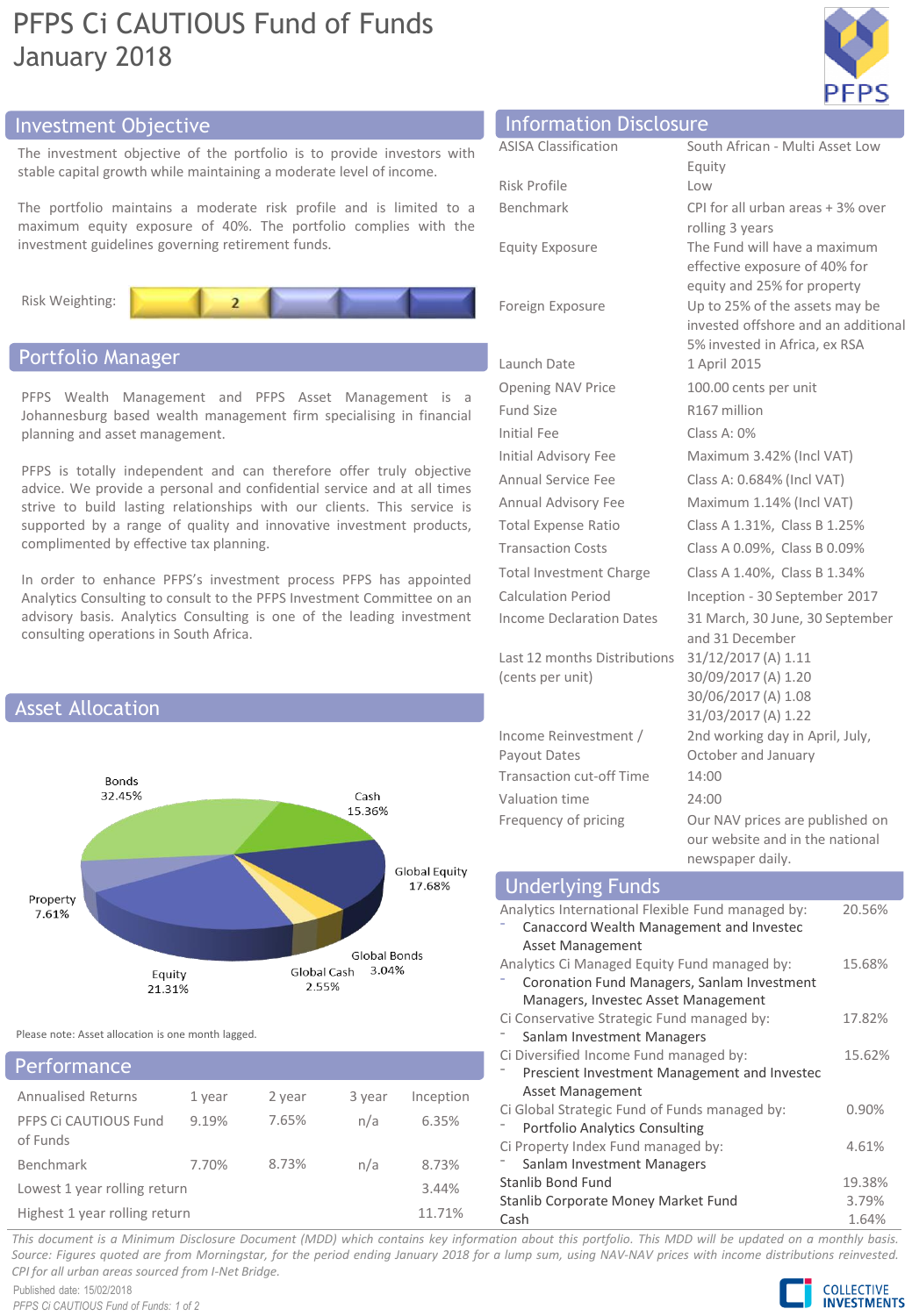# PFPS Ci CAUTIOUS Fund of Funds
January 2018

## Investment Objective

The investment objective of the portfolio is to provide investors with stable capital growth while maintaining a moderate level of income.

The portfolio maintains a moderate risk profile and is limited to a maximum equity exposure of 40%. The portfolio complies with the investment guidelines governing retirement funds.

Risk Weighting: 2

## Portfolio Manager

PFPS Wealth Management and PFPS Asset Management is a Johannesburg based wealth management firm specialising in financial planning and asset management.

PFPS is totally independent and can therefore offer truly objective advice. We provide a personal and confidential service and at all times strive to build lasting relationships with our clients. This service is supported by a range of quality and innovative investment products, complimented by effective tax planning.

In order to enhance PFPS's investment process PFPS has appointed Analytics Consulting to consult to the PFPS Investment Committee on an advisory basis. Analytics Consulting is one of the leading investment consulting operations in South Africa.

## Asset Allocation

| Asset Class | Allocation |
|---|---|
| Bonds | 32.45% |
| Cash | 15.36% |
| Global Equity | 17.68% |
| Global Bonds | 3.04% |
| Global Cash | 2.55% |
| Equity | 21.31% |
| Property | 7.61% |

Please note: Asset allocation is one month lagged.

## Performance

| Annualised Returns | 1 year | 2 year | 3 year | Inception |
|---|---|---|---|---|
| PFPS Ci CAUTIOUS Fund of Funds | 9.19% | 7.65% | n/a | 6.35% |
| Benchmark | 7.70% | 8.73% | n/a | 8.73% |
| Lowest 1 year rolling return | | | | 3.44% |
| Highest 1 year rolling return | | | | 11.71% |

## Information Disclosure

| | |
|---|---|
| ASISA Classification | South African - Multi Asset Low Equity |
| Risk Profile | Low |
| Benchmark | CPI for all urban areas + 3% over rolling 3 years |
| Equity Exposure | The Fund will have a maximum effective exposure of 40% for equity and 25% for property |
| Foreign Exposure | Up to 25% of the assets may be invested offshore and an additional 5% invested in Africa, ex RSA |
| Launch Date | 1 April 2015 |
| Opening NAV Price | 100.00 cents per unit |
| Fund Size | R167 million |
| Initial Fee | Class A: 0% |
| Initial Advisory Fee | Maximum 3.42% (Incl VAT) |
| Annual Service Fee | Class A: 0.684% (Incl VAT) |
| Annual Advisory Fee | Maximum 1.14% (Incl VAT) |
| Total Expense Ratio | Class A 1.31%, Class B 1.25% |
| Transaction Costs | Class A 0.09%, Class B 0.09% |
| Total Investment Charge | Class A 1.40%, Class B 1.34% |
| Calculation Period | Inception - 30 September 2017 |
| Income Declaration Dates | 31 March, 30 June, 30 September and 31 December |
| Last 12 months Distributions (cents per unit) | 31/12/2017 (A) 1.11<br>30/09/2017 (A) 1.20<br>30/06/2017 (A) 1.08<br>31/03/2017 (A) 1.22 |
| Income Reinvestment / Payout Dates | 2nd working day in April, July, October and January |
| Transaction cut-off Time | 14:00 |
| Valuation time | 24:00 |
| Frequency of pricing | Our NAV prices are published on our website and in the national newspaper daily. |

## Underlying Funds

| Fund | Weight |
|---|---|
| Analytics International Flexible Fund managed by:<br>- Canaccord Wealth Management and Investec Asset Management | 20.56% |
| Analytics Ci Managed Equity Fund managed by:<br>- Coronation Fund Managers, Sanlam Investment Managers, Investec Asset Management | 15.68% |
| Ci Conservative Strategic Fund managed by:<br>- Sanlam Investment Managers | 17.82% |
| Ci Diversified Income Fund managed by:<br>- Prescient Investment Management and Investec Asset Management | 15.62% |
| Ci Global Strategic Fund of Funds managed by:<br>- Portfolio Analytics Consulting | 0.90% |
| Ci Property Index Fund managed by:<br>- Sanlam Investment Managers | 4.61% |
| Stanlib Bond Fund | 19.38% |
| Stanlib Corporate Money Market Fund | 3.79% |
| Cash | 1.64% |

*This document is a Minimum Disclosure Document (MDD) which contains key information about this portfolio. This MDD will be updated on a monthly basis. Source: Figures quoted are from Morningstar, for the period ending January 2018 for a lump sum, using NAV-NAV prices with income distributions reinvested. CPI for all urban areas sourced from I-Net Bridge.*

Published date: 15/02/2018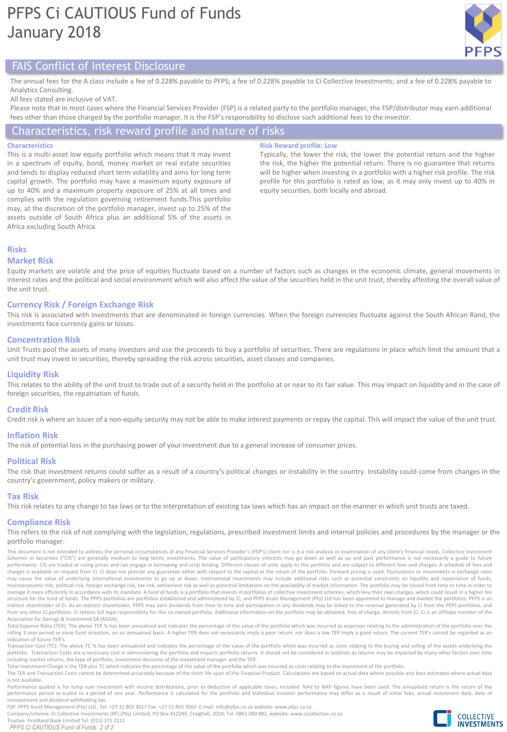# PFPS Ci CAUTIOUS Fund of Funds
# January 2018

## FAIS Conflict of Interest Disclosure

The annual fees for the A class include a fee of 0.228% payable to PFPS; a fee of 0.228% payable to Ci Collective Investments; and a fee of 0.228% payable to Analytics Consulting.

All fees stated are inclusive of VAT.

Please note that in most cases where the Financial Services Provider (FSP) is a related party to the portfolio manager, the FSP/distributor may earn additional fees other than those charged by the portfolio manager. It is the FSP's responsibility to disclose such additional fees to the investor.

## Characteristics, risk reward profile and nature of risks

### Characteristics

This is a multi-asset low equity portfolio which means that it may invest in a spectrum of equity, bond, money market or real estate securities and tends to display reduced short term volatility and aims for long term capital growth. The portfolio may have a maximum equity exposure of up to 40% and a maximum property exposure of 25% at all times and complies with the regulation governing retirement funds.This portfolio may, at the discretion of the portfolio manager, invest up to 25% of the assets outside of South Africa plus an additional 5% of the assets in Africa excluding South Africa.

### Risk Reward profile: Low

Typically, the lower the risk, the lower the potential return and the higher the risk, the higher the potential return. There is no guarantee that returns will be higher when investing in a portfolio with a higher risk profile. The risk profile for this portfolio is rated as low, as it may only invest up to 40% in equity securities, both locally and abroad.

### Risks

### Market Risk

Equity markets are volatile and the price of equities fluctuate based on a number of factors such as changes in the economic climate, general movements in interest rates and the political and social environment which will also affect the value of the securities held in the unit trust, thereby affecting the overall value of the unit trust.

### Currency Risk / Foreign Exchange Risk

This risk is associated with investments that are denominated in foreign currencies. When the foreign currencies fluctuate against the South African Rand, the investments face currency gains or losses.

### Concentration Risk

Unit Trusts pool the assets of many investors and use the proceeds to buy a portfolio of securities. There are regulations in place which limit the amount that a unit trust may invest in securities, thereby spreading the risk across securities, asset classes and companies.

### Liquidity Risk

This relates to the ability of the unit trust to trade out of a security held in the portfolio at or near to its fair value. This may impact on liquidity and in the case of foreign securities, the repatriation of funds.

### Credit Risk

Credit risk is where an issuer of a non-equity security may not be able to make interest payments or repay the capital. This will impact the value of the unit trust.

### Inflation Risk

The risk of potential loss in the purchasing power of your investment due to a general increase of consumer prices.

### Political Risk

The risk that investment returns could suffer as a result of a country's political changes or instability in the country. Instability could come from changes in the country's government, policy makers or military.

### Tax Risk

This risk relates to any change to tax laws or to the interpretation of existing tax laws which has an impact on the manner in which unit trusts are taxed.

### Compliance Risk

This refers to the risk of not complying with the legislation, regulations, prescribed investment limits and internal policies and procedures by the manager or the portfolio manager.

This document is not intended to address the personal circumstances of any Financial Services Provider's (FSP's) client nor is it a risk analysis or examination of any client's financial needs. Collective Investment Schemes in Securities ("CIS") are generally medium to long terms investments. The value of participatory interests may go down as well as up and past performance is not necessarily a guide to future performance. CIS are traded at ruling prices and can engage in borrowing and scrip lending. Different classes of units apply to this portfolio and are subject to different fees and charges. A schedule of fees and charges is available on request from Ci. Ci does not provide any guarantee either with respect to the capital or the return of the portfolio. Forward pricing is used. Fluctuations or movements in exchange rates may cause the value of underlying international investments to go up or down. International Investments may include additional risks such as potential constraints on liquidity and repatriation of funds, macroeconomic risk, political risk, foreign exchange risk, tax risk, settlement risk as well as potential limitations on the availability of market information. The portfolio may be closed from time to time in order to manage it more efficiently in accordance with its mandate. A fund of funds is a portfolio that invests in portfolios of collective investment schemes, which levy their own charges, which could result in a higher fee structure for the fund of funds. The PFPS portfolios are portfolios established and administered by Ci, and PFPS Asset Management (Pty) Ltd has been appointed to manage and market the portfolios. PFPS is an indirect shareholder of Ci. As an indirect shareholder, PFPS may earn dividends from time to time and participation in any dividends may be linked to the revenue generated by Ci from the PFPS portfolios, and from any other Ci portfolios. Ci retains full legal responsibility for this co-named portfolio. Additional information on the portfolio may be obtained, free of charge, directly from Ci. Ci is an affiliate member of the Association for Savings & Investment SA (ASISA).

Total Expense Ratio (TER): The above TER % has been annualised and indicates the percentage of the value of the portfolio which was incurred as expenses relating to the administration of the portfolio over the rolling 3 year period or since fund inception, on an annualised basis. A higher TER does not necessarily imply a poor return, nor does a low TER imply a good return. The current TER's cannot be regarded as an indication of future TER's.

Transaction Cost (TC): The above TC % has been annualised and indicates the percentage of the value of the portfolio which was incurred as costs relating to the buying and selling of the assets underlying the portfolio. Transaction Costs are a necessary cost in administering the portfolio and impacts portfolio returns. It should not be considered in isolation as returns may be impacted by many other factors over time including market returns, the type of portfolio, investment decisions of the investment manager and the TER.

Total Investment Charge is the TER plus TC which indicates the percentage of the value of the portfolio which was incurred as costs relating to the investment of the portfolio.

The TER and Transaction Costs cannot be determined accurately because of the short life span of the Financial Product. Calculations are based on actual data where possible and best estimates where actual data is not available.

Performance quoted is for lump sum investment with income distributions, prior to deduction of applicable taxes, included. NAV to NAV figures have been used. The annualised return is the return of the performance period re-scaled to a period of one year. Performance is calculated for the portfolio and individual investor performance may differ as a result of initial fees, actual investment date, date of reinvestment and dividend withholding tax.

FSP: PFPS Asset Management (Pty) Ltd , Tel: +27 11 803 3017 Fax: +27 11 803 3560 E-mail: info@pfps.co.za website: www.pfps.co.za

Company/scheme: Ci Collective Investments (RF) (Pty) Limited, PO Box 412249, Craighall, 2024; Tel: 0861 000 881, website: www.cicollective.co.za

Trustee: FirstRand Bank Limited Tel: (011) 371 2111.